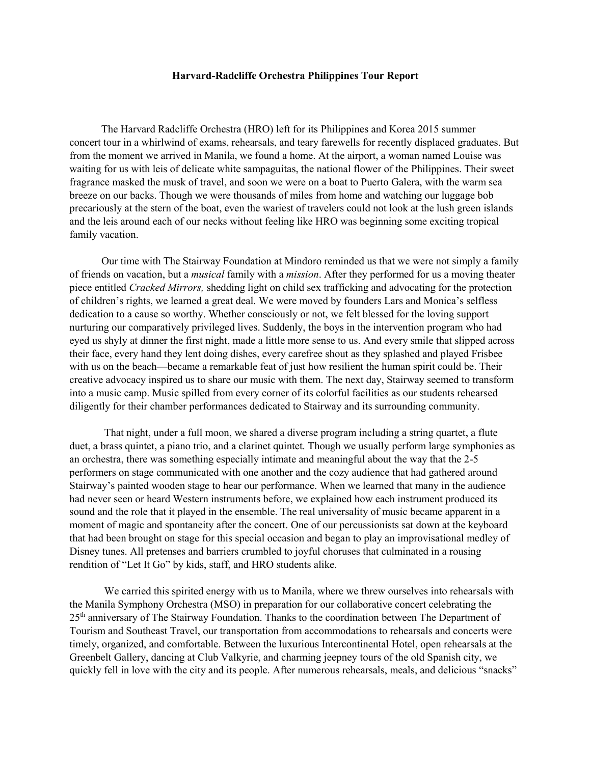**Harvard-Radcliffe Orchestra Philippines Tour Report**

The Harvard Radcliffe Orchestra (HRO) left for its Philippines and Korea 2015 summer concert tour in a whirlwind of exams, rehearsals, and teary farewells for recently displaced graduates. But from the moment we arrived in Manila, we found a home. At the airport, a woman named Louise was waiting for us with leis of delicate white sampaguitas, the national flower of the Philippines. Their sweet fragrance masked the musk of travel, and soon we were on a boat to Puerto Galera, with the warm sea breeze on our backs. Though we were thousands of miles from home and watching our luggage bob precariously at the stern of the boat, even the wariest of travelers could not look at the lush green islands and the leis around each of our necks without feeling like HRO was beginning some exciting tropical family vacation.

Our time with The Stairway Foundation at Mindoro reminded us that we were not simply a family of friends on vacation, but a *musical* family with a *mission*. After they performed for us a moving theater piece entitled *Cracked Mirrors,* shedding light on child sex trafficking and advocating for the protection of children's rights, we learned a great deal. We were moved by founders Lars and Monica's selfless dedication to a cause so worthy. Whether consciously or not, we felt blessed for the loving support nurturing our comparatively privileged lives. Suddenly, the boys in the intervention program who had eyed us shyly at dinner the first night, made a little more sense to us. And every smile that slipped across their face, every hand they lent doing dishes, every carefree shout as they splashed and played Frisbee with us on the beach—became a remarkable feat of just how resilient the human spirit could be. Their creative advocacy inspired us to share our music with them. The next day, Stairway seemed to transform into a music camp. Music spilled from every corner of its colorful facilities as our students rehearsed diligently for their chamber performances dedicated to Stairway and its surrounding community.

That night, under a full moon, we shared a diverse program including a string quartet, a flute duet, a brass quintet, a piano trio, and a clarinet quintet. Though we usually perform large symphonies as an orchestra, there was something especially intimate and meaningful about the way that the 2-5 performers on stage communicated with one another and the cozy audience that had gathered around Stairway's painted wooden stage to hear our performance. When we learned that many in the audience had never seen or heard Western instruments before, we explained how each instrument produced its sound and the role that it played in the ensemble. The real universality of music became apparent in a moment of magic and spontaneity after the concert. One of our percussionists sat down at the keyboard that had been brought on stage for this special occasion and began to play an improvisational medley of Disney tunes. All pretenses and barriers crumbled to joyful choruses that culminated in a rousing rendition of "Let It Go" by kids, staff, and HRO students alike.

We carried this spirited energy with us to Manila, where we threw ourselves into rehearsals with the Manila Symphony Orchestra (MSO) in preparation for our collaborative concert celebrating the 25th anniversary of The Stairway Foundation. Thanks to the coordination between The Department of Tourism and Southeast Travel, our transportation from accommodations to rehearsals and concerts were timely, organized, and comfortable. Between the luxurious Intercontinental Hotel, open rehearsals at the Greenbelt Gallery, dancing at Club Valkyrie, and charming jeepney tours of the old Spanish city, we quickly fell in love with the city and its people. After numerous rehearsals, meals, and delicious "snacks"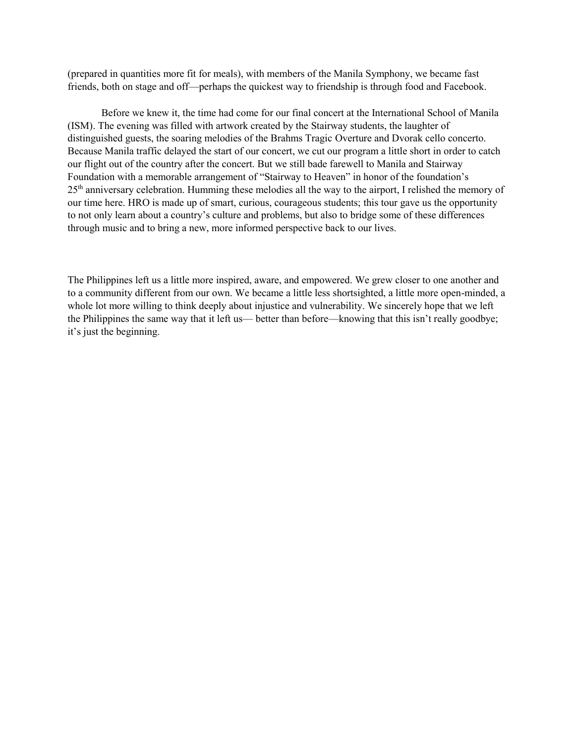(prepared in quantities more fit for meals), with members of the Manila Symphony, we became fast friends, both on stage and off—perhaps the quickest way to friendship is through food and Facebook.

Before we knew it, the time had come for our final concert at the International School of Manila (ISM). The evening was filled with artwork created by the Stairway students, the laughter of distinguished guests, the soaring melodies of the Brahms Tragic Overture and Dvorak cello concerto. Because Manila traffic delayed the start of our concert, we cut our program a little short in order to catch our flight out of the country after the concert. But we still bade farewell to Manila and Stairway Foundation with a memorable arrangement of "Stairway to Heaven" in honor of the foundation's 25th anniversary celebration. Humming these melodies all the way to the airport, I relished the memory of our time here. HRO is made up of smart, curious, courageous students; this tour gave us the opportunity to not only learn about a country's culture and problems, but also to bridge some of these differences through music and to bring a new, more informed perspective back to our lives.

The Philippines left us a little more inspired, aware, and empowered. We grew closer to one another and to a community different from our own. We became a little less shortsighted, a little more open-minded, a whole lot more willing to think deeply about injustice and vulnerability. We sincerely hope that we left the Philippines the same way that it left us— better than before—knowing that this isn't really goodbye; it's just the beginning.